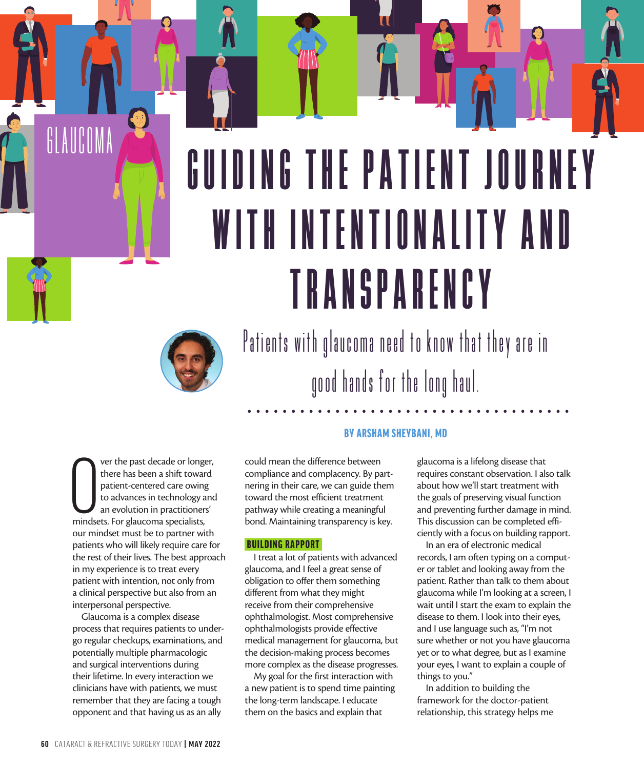GLAUCOMA

# GUIDING THE PATIENT JOURNEY WITH INTENTIONALITY AND TRANSPARENCY

*Patients with glaucoma need to know that they are in good hands for the long haul.*

**BY ARSHAM SHEYBANI, MD**

Over the past decade or longer, there has been a shift toward patient-centered care owing to advances in technology and an evolution in practitioners' mindsets. For glaucoma specialists, our mindset must be to partner with patients who will likely require care for the rest of their lives. The best approach in my experience is to treat every patient with intention, not only from a clinical perspective but also from an interpersonal perspective.

Glaucoma is a complex disease process that requires patients to undergo regular checkups, examinations, and potentially multiple pharmacologic and surgical interventions during their lifetime. In every interaction we clinicians have with patients, we must remember that they are facing a tough opponent and that having us as an ally could mean the difference between compliance and complacency. By partnering in their care, we can guide them toward the most efficient treatment pathway while creating a meaningful bond. Maintaining transparency is key.

## BUILDING RAPPORT

I treat a lot of patients with advanced glaucoma, and I feel a great sense of obligation to offer them something different from what they might receive from their comprehensive ophthalmologist. Most comprehensive ophthalmologists provide effective medical management for glaucoma, but the decision-making process becomes more complex as the disease progresses.

My goal for the first interaction with a new patient is to spend time painting the long-term landscape. I educate them on the basics and explain that glaucoma is a lifelong disease that requires constant observation. I also talk about how we'll start treatment with the goals of preserving visual function and preventing further damage in mind. This discussion can be completed efficiently with a focus on building rapport.

In an era of electronic medical records, I am often typing on a computer or tablet and looking away from the patient. Rather than talk to them about glaucoma while I'm looking at a screen, I wait until I start the exam to explain the disease to them. I look into their eyes, and I use language such as, "I'm not sure whether or not you have glaucoma yet or to what degree, but as I examine your eyes, I want to explain a couple of things to you."

In addition to building the framework for the doctor-patient relationship, this strategy helps me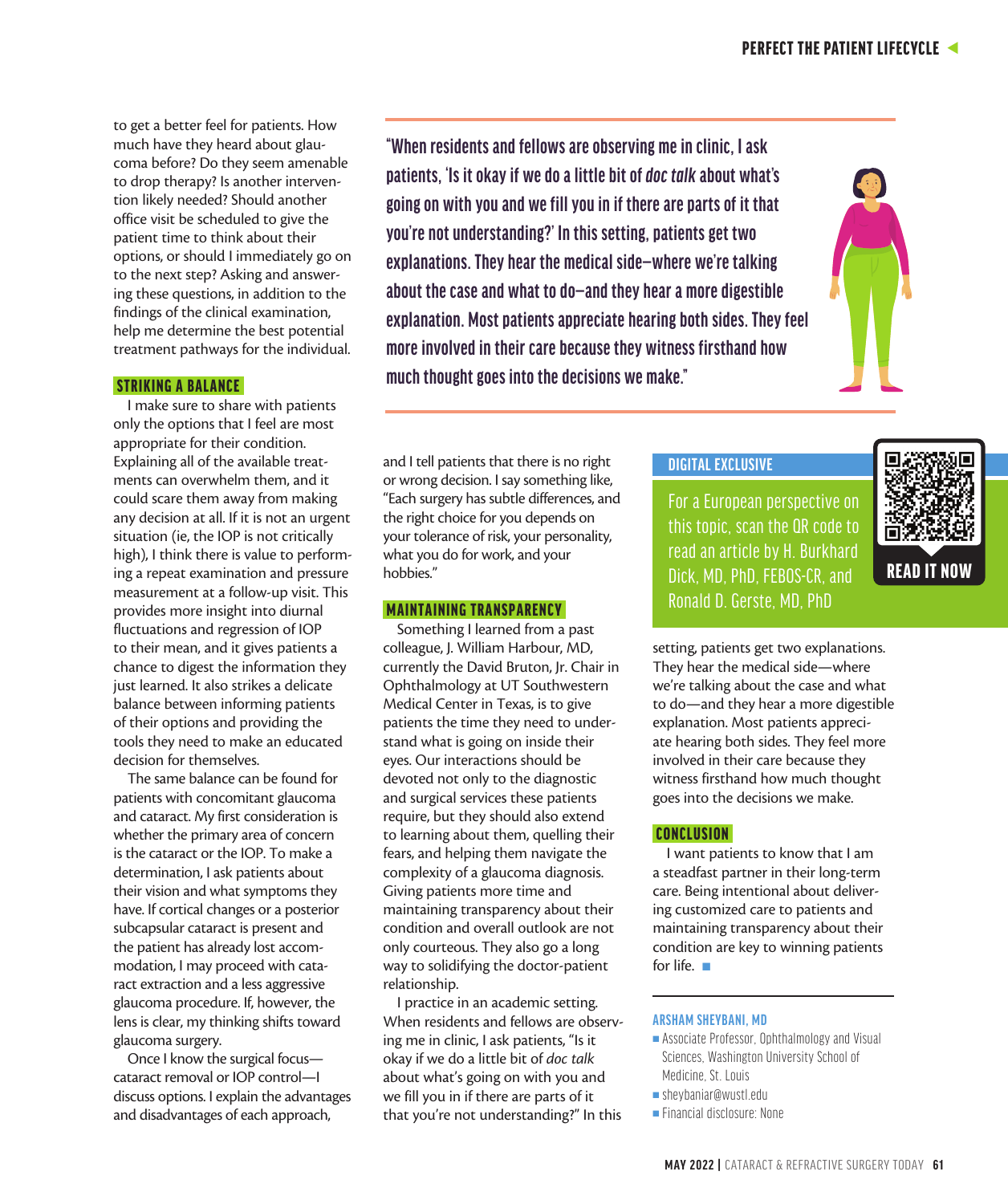to get a better feel for patients. How much have they heard about glaucoma before? Do they seem amenable to drop therapy? Is another intervention likely needed? Should another office visit be scheduled to give the patient time to think about their options, or should I immediately go on to the next step? Asking and answering these questions, in addition to the findings of the clinical examination, help me determine the best potential treatment pathways for the individual.

## STRIKING A BALANCE

I make sure to share with patients only the options that I feel are most appropriate for their condition. Explaining all of the available treatments can overwhelm them, and it could scare them away from making any decision at all. If it is not an urgent situation (ie, the IOP is not critically high), I think there is value to performing a repeat examination and pressure measurement at a follow-up visit. This provides more insight into diurnal fluctuations and regression of IOP to their mean, and it gives patients a chance to digest the information they just learned. It also strikes a delicate balance between informing patients of their options and providing the tools they need to make an educated decision for themselves.

The same balance can be found for patients with concomitant glaucoma and cataract. My first consideration is whether the primary area of concern is the cataract or the IOP. To make a determination, I ask patients about their vision and what symptoms they have. If cortical changes or a posterior subcapsular cataract is present and the patient has already lost accommodation, I may proceed with cataract extraction and a less aggressive glaucoma procedure. If, however, the lens is clear, my thinking shifts toward glaucoma surgery.

Once I know the surgical focus—cataract removal or IOP control—I discuss options. I explain the advantages and disadvantages of each approach, and I tell patients that there is no right or wrong decision. I say something like, "Each surgery has subtle differences, and the right choice for you depends on your tolerance of risk, your personality, what you do for work, and your hobbies."

**"When residents and fellows are observing me in clinic, I ask patients, 'Is it okay if we do a little bit of *doc talk* about what's going on with you and we fill you in if there are parts of it that you're not understanding?' In this setting, patients get two explanations. They hear the medical side—where we're talking about the case and what to do—and they hear a more digestible explanation. Most patients appreciate hearing both sides. They feel more involved in their care because they witness firsthand how much thought goes into the decisions we make."**

## MAINTAINING TRANSPARENCY

Something I learned from a past colleague, J. William Harbour, MD, currently the David Bruton, Jr. Chair in Ophthalmology at UT Southwestern Medical Center in Texas, is to give patients the time they need to understand what is going on inside their eyes. Our interactions should be devoted not only to the diagnostic and surgical services these patients require, but they should also extend to learning about them, quelling their fears, and helping them navigate the complexity of a glaucoma diagnosis. Giving patients more time and maintaining transparency about their condition and overall outlook are not only courteous. They also go a long way to solidifying the doctor-patient relationship.

I practice in an academic setting. When residents and fellows are observing me in clinic, I ask patients, "Is it okay if we do a little bit of *doc talk* about what's going on with you and we fill you in if there are parts of it that you're not understanding?" In this setting, patients get two explanations. They hear the medical side—where we're talking about the case and what to do—and they hear a more digestible explanation. Most patients appreciate hearing both sides. They feel more involved in their care because they witness firsthand how much thought goes into the decisions we make.

**DIGITAL EXCLUSIVE**

For a European perspective on this topic, scan the QR code to read an article by H. Burkhard Dick, MD, PhD, FEBOS-CR, and Ronald D. Gerste, MD, PhD

READ IT NOW

## CONCLUSION

I want patients to know that I am a steadfast partner in their long-term care. Being intentional about delivering customized care to patients and maintaining transparency about their condition are key to winning patients for life. ■

**ARSHAM SHEYBANI, MD**

- Associate Professor, Ophthalmology and Visual Sciences, Washington University School of Medicine, St. Louis
- sheybaniar@wustl.edu
- Financial disclosure: None